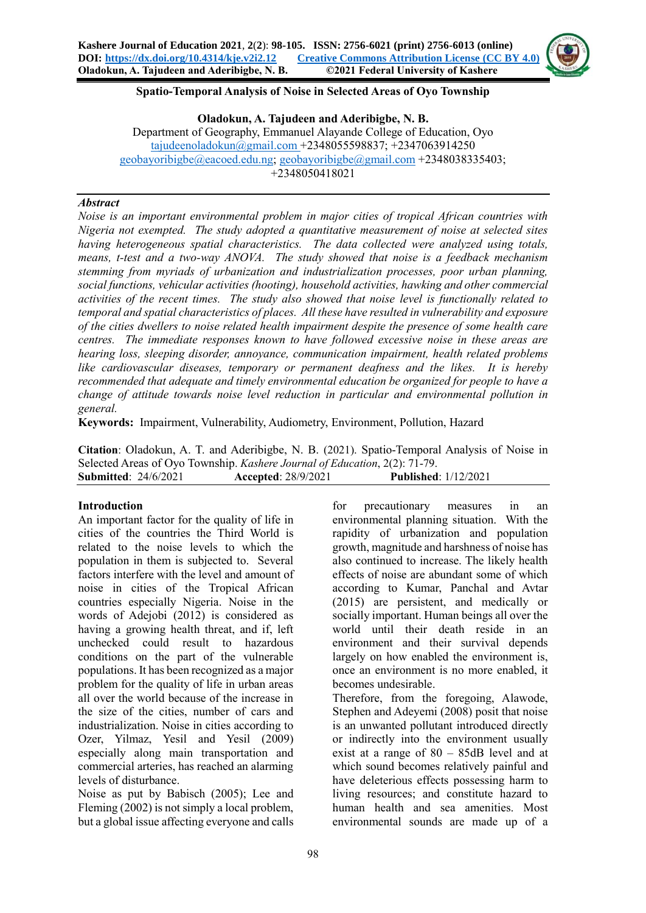# Spatio-Temporal Analysis of Noise in Selected Areas of Oyo Township

**Oladokun, A. Tajudeen and Aderibigbe, N. B.**

Department of Geography, Emmanuel Alayande College of Education, Oyo
tajudeenoladokun@gmail.com +2348055598837; +2347063914250
geobayoribigbe@eacoed.edu.ng; geobayoribigbe@gmail.com +2348038335403; +2348050418021

***Abstract***

*Noise is an important environmental problem in major cities of tropical African countries with Nigeria not exempted. The study adopted a quantitative measurement of noise at selected sites having heterogeneous spatial characteristics. The data collected were analyzed using totals, means, t-test and a two-way ANOVA. The study showed that noise is a feedback mechanism stemming from myriads of urbanization and industrialization processes, poor urban planning, social functions, vehicular activities (hooting), household activities, hawking and other commercial activities of the recent times. The study also showed that noise level is functionally related to temporal and spatial characteristics of places. All these have resulted in vulnerability and exposure of the cities dwellers to noise related health impairment despite the presence of some health care centres. The immediate responses known to have followed excessive noise in these areas are hearing loss, sleeping disorder, annoyance, communication impairment, health related problems like cardiovascular diseases, temporary or permanent deafness and the likes. It is hereby recommended that adequate and timely environmental education be organized for people to have a change of attitude towards noise level reduction in particular and environmental pollution in general.*

**Keywords:** Impairment, Vulnerability, Audiometry, Environment, Pollution, Hazard

**Citation**: Oladokun, A. T. and Aderibigbe, N. B. (2021). Spatio-Temporal Analysis of Noise in Selected Areas of Oyo Township. *Kashere Journal of Education*, 2(2): 71-79.
**Submitted**: 24/6/2021 **Accepted**: 28/9/2021 **Published**: 1/12/2021

## Introduction

An important factor for the quality of life in cities of the countries the Third World is related to the noise levels to which the population in them is subjected to. Several factors interfere with the level and amount of noise in cities of the Tropical African countries especially Nigeria. Noise in the words of Adejobi (2012) is considered as having a growing health threat, and if, left unchecked could result to hazardous conditions on the part of the vulnerable populations. It has been recognized as a major problem for the quality of life in urban areas all over the world because of the increase in the size of the cities, number of cars and industrialization. Noise in cities according to Ozer, Yilmaz, Yesil and Yesil (2009) especially along main transportation and commercial arteries, has reached an alarming levels of disturbance.

Noise as put by Babisch (2005); Lee and Fleming (2002) is not simply a local problem, but a global issue affecting everyone and calls for precautionary measures in an environmental planning situation. With the rapidity of urbanization and population growth, magnitude and harshness of noise has also continued to increase. The likely health effects of noise are abundant some of which according to Kumar, Panchal and Avtar (2015) are persistent, and medically or socially important. Human beings all over the world until their death reside in an environment and their survival depends largely on how enabled the environment is, once an environment is no more enabled, it becomes undesirable.

Therefore, from the foregoing, Alawode, Stephen and Adeyemi (2008) posit that noise is an unwanted pollutant introduced directly or indirectly into the environment usually exist at a range of 80 – 85dB level and at which sound becomes relatively painful and have deleterious effects possessing harm to living resources; and constitute hazard to human health and sea amenities. Most environmental sounds are made up of a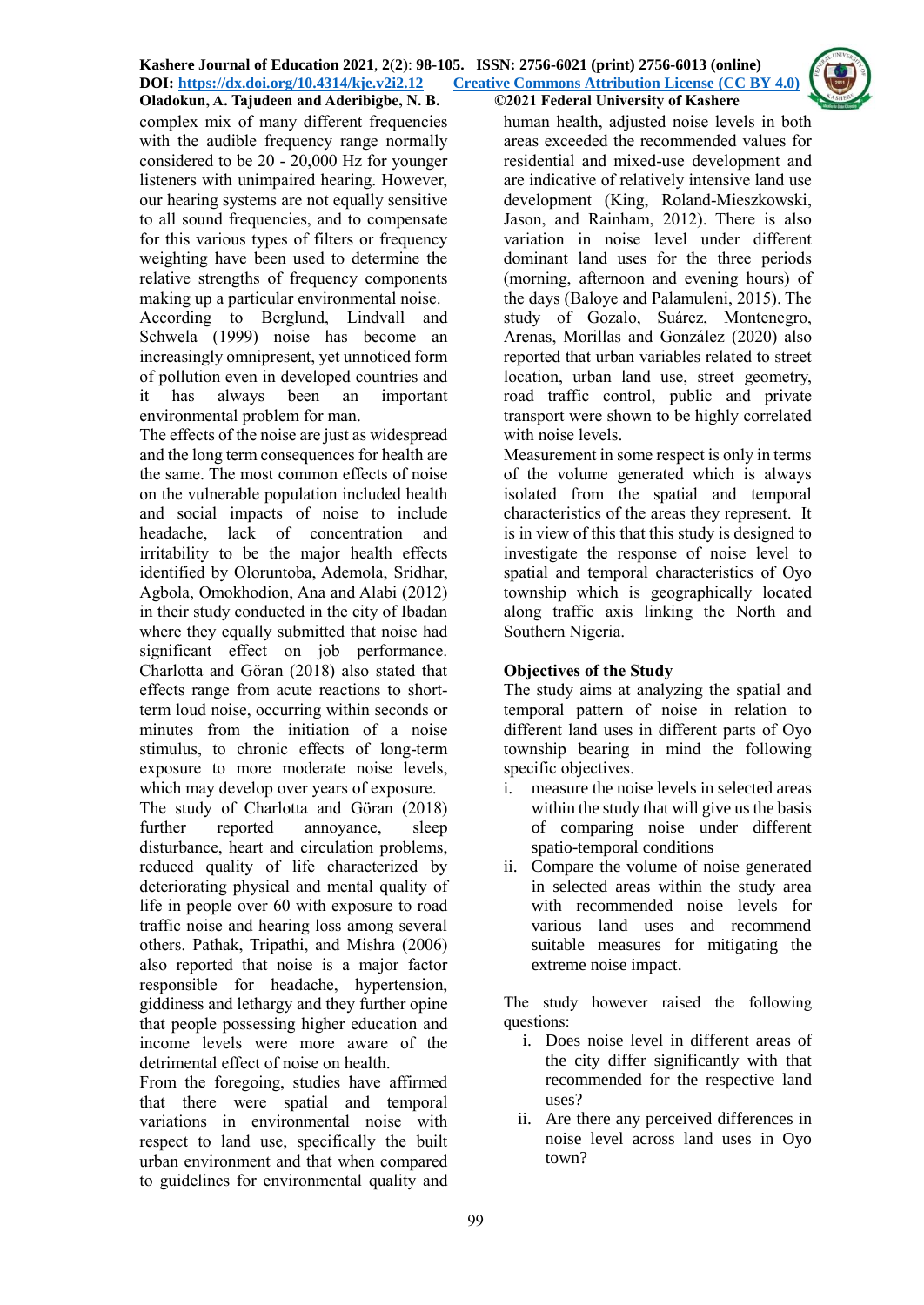complex mix of many different frequencies with the audible frequency range normally considered to be 20 - 20,000 Hz for younger listeners with unimpaired hearing. However, our hearing systems are not equally sensitive to all sound frequencies, and to compensate for this various types of filters or frequency weighting have been used to determine the relative strengths of frequency components making up a particular environmental noise. According to Berglund, Lindvall and Schwela (1999) noise has become an increasingly omnipresent, yet unnoticed form of pollution even in developed countries and it has always been an important environmental problem for man.

The effects of the noise are just as widespread and the long term consequences for health are the same. The most common effects of noise on the vulnerable population included health and social impacts of noise to include headache, lack of concentration and irritability to be the major health effects identified by Oloruntoba, Ademola, Sridhar, Agbola, Omokhodion, Ana and Alabi (2012) in their study conducted in the city of Ibadan where they equally submitted that noise had significant effect on job performance. Charlotta and Göran (2018) also stated that effects range from acute reactions to short-term loud noise, occurring within seconds or minutes from the initiation of a noise stimulus, to chronic effects of long-term exposure to more moderate noise levels, which may develop over years of exposure. The study of Charlotta and Göran (2018) further reported annoyance, sleep disturbance, heart and circulation problems, reduced quality of life characterized by deteriorating physical and mental quality of life in people over 60 with exposure to road traffic noise and hearing loss among several others. Pathak, Tripathi, and Mishra (2006) also reported that noise is a major factor responsible for headache, hypertension, giddiness and lethargy and they further opine that people possessing higher education and income levels were more aware of the detrimental effect of noise on health.

From the foregoing, studies have affirmed that there were spatial and temporal variations in environmental noise with respect to land use, specifically the built urban environment and that when compared to guidelines for environmental quality and human health, adjusted noise levels in both areas exceeded the recommended values for residential and mixed-use development and are indicative of relatively intensive land use development (King, Roland-Mieszkowski, Jason, and Rainham, 2012). There is also variation in noise level under different dominant land uses for the three periods (morning, afternoon and evening hours) of the days (Baloye and Palamuleni, 2015). The study of Gozalo, Suárez, Montenegro, Arenas, Morillas and González (2020) also reported that urban variables related to street location, urban land use, street geometry, road traffic control, public and private transport were shown to be highly correlated with noise levels.

Measurement in some respect is only in terms of the volume generated which is always isolated from the spatial and temporal characteristics of the areas they represent. It is in view of this that this study is designed to investigate the response of noise level to spatial and temporal characteristics of Oyo township which is geographically located along traffic axis linking the North and Southern Nigeria.

## Objectives of the Study

The study aims at analyzing the spatial and temporal pattern of noise in relation to different land uses in different parts of Oyo township bearing in mind the following specific objectives.

i. measure the noise levels in selected areas within the study that will give us the basis of comparing noise under different spatio-temporal conditions
ii. Compare the volume of noise generated in selected areas within the study area with recommended noise levels for various land uses and recommend suitable measures for mitigating the extreme noise impact.

The study however raised the following questions:

i. Does noise level in different areas of the city differ significantly with that recommended for the respective land uses?
ii. Are there any perceived differences in noise level across land uses in Oyo town?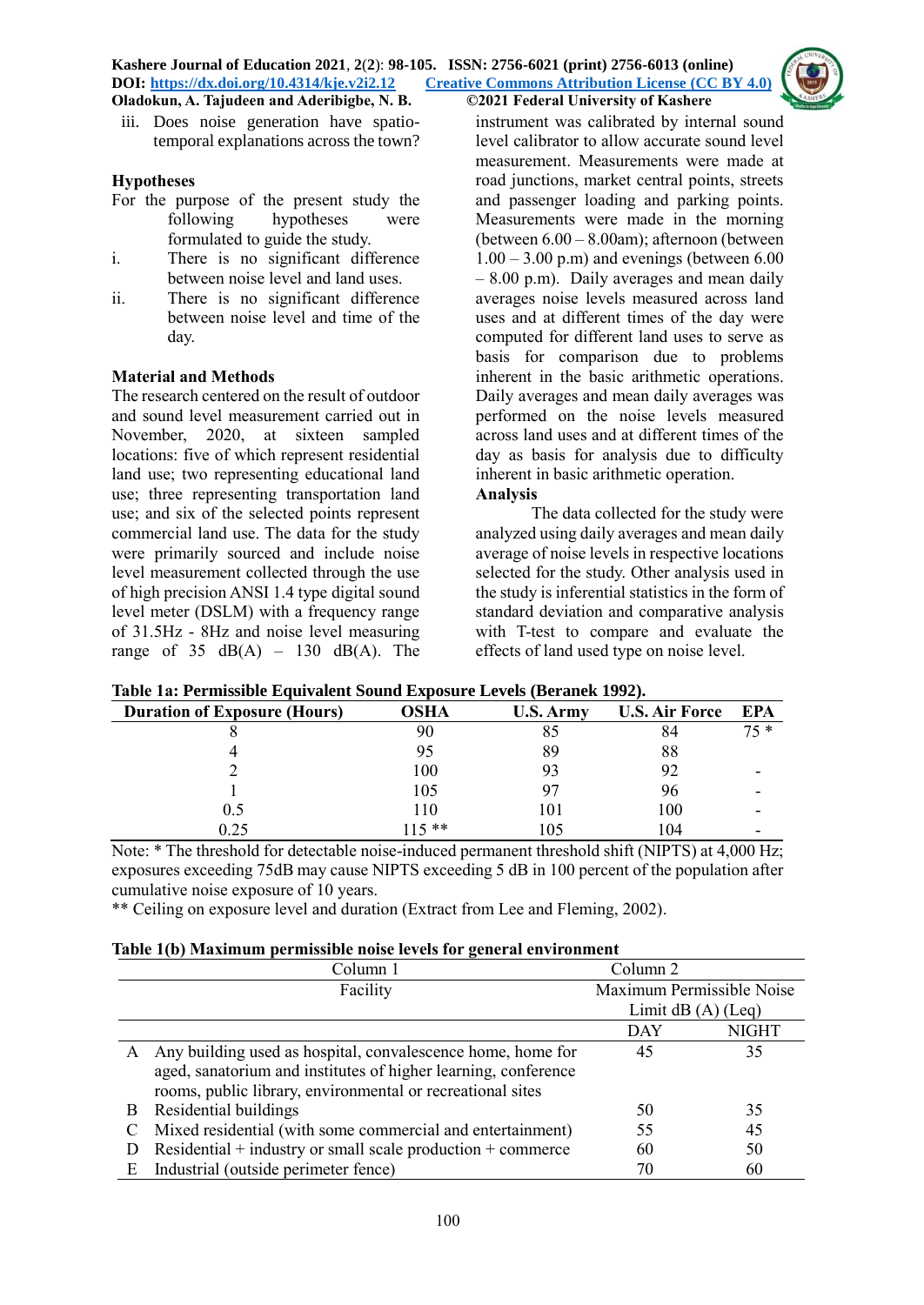iii. Does noise generation have spatio-temporal explanations across the town?

### Hypotheses

For the purpose of the present study the following hypotheses were formulated to guide the study.

i. There is no significant difference between noise level and land uses.

ii. There is no significant difference between noise level and time of the day.

### Material and Methods

The research centered on the result of outdoor and sound level measurement carried out in November, 2020, at sixteen sampled locations: five of which represent residential land use; two representing educational land use; three representing transportation land use; and six of the selected points represent commercial land use. The data for the study were primarily sourced and include noise level measurement collected through the use of high precision ANSI 1.4 type digital sound level meter (DSLM) with a frequency range of 31.5Hz - 8Hz and noise level measuring range of 35 dB(A) – 130 dB(A). The instrument was calibrated by internal sound level calibrator to allow accurate sound level measurement. Measurements were made at road junctions, market central points, streets and passenger loading and parking points. Measurements were made in the morning (between 6.00 – 8.00am); afternoon (between 1.00 – 3.00 p.m) and evenings (between 6.00 – 8.00 p.m). Daily averages and mean daily averages noise levels measured across land uses and at different times of the day were computed for different land uses to serve as basis for comparison due to problems inherent in the basic arithmetic operations. Daily averages and mean daily averages was performed on the noise levels measured across land uses and at different times of the day as basis for analysis due to difficulty inherent in basic arithmetic operation.

### Analysis

The data collected for the study were analyzed using daily averages and mean daily average of noise levels in respective locations selected for the study. Other analysis used in the study is inferential statistics in the form of standard deviation and comparative analysis with T-test to compare and evaluate the effects of land used type on noise level.

**Table 1a: Permissible Equivalent Sound Exposure Levels (Beranek 1992).**

| Duration of Exposure (Hours) | OSHA | U.S. Army | U.S. Air Force | EPA |
|---|---|---|---|---|
| 8 | 90 | 85 | 84 | 75 * |
| 4 | 95 | 89 | 88 | |
| 2 | 100 | 93 | 92 | - |
| 1 | 105 | 97 | 96 | - |
| 0.5 | 110 | 101 | 100 | - |
| 0.25 | 115 ** | 105 | 104 | - |

Note: * The threshold for detectable noise-induced permanent threshold shift (NIPTS) at 4,000 Hz; exposures exceeding 75dB may cause NIPTS exceeding 5 dB in 100 percent of the population after cumulative noise exposure of 10 years.

** Ceiling on exposure level and duration (Extract from Lee and Fleming, 2002).

**Table 1(b) Maximum permissible noise levels for general environment**

| | Column 1 | Column 2 | |
|---|---|---|---|
| | Facility | Maximum Permissible Noise Limit dB (A) (Leq) | |
| | | DAY | NIGHT |
| A | Any building used as hospital, convalescence home, home for aged, sanatorium and institutes of higher learning, conference rooms, public library, environmental or recreational sites | 45 | 35 |
| B | Residential buildings | 50 | 35 |
| C | Mixed residential (with some commercial and entertainment) | 55 | 45 |
| D | Residential + industry or small scale production + commerce | 60 | 50 |
| E | Industrial (outside perimeter fence) | 70 | 60 |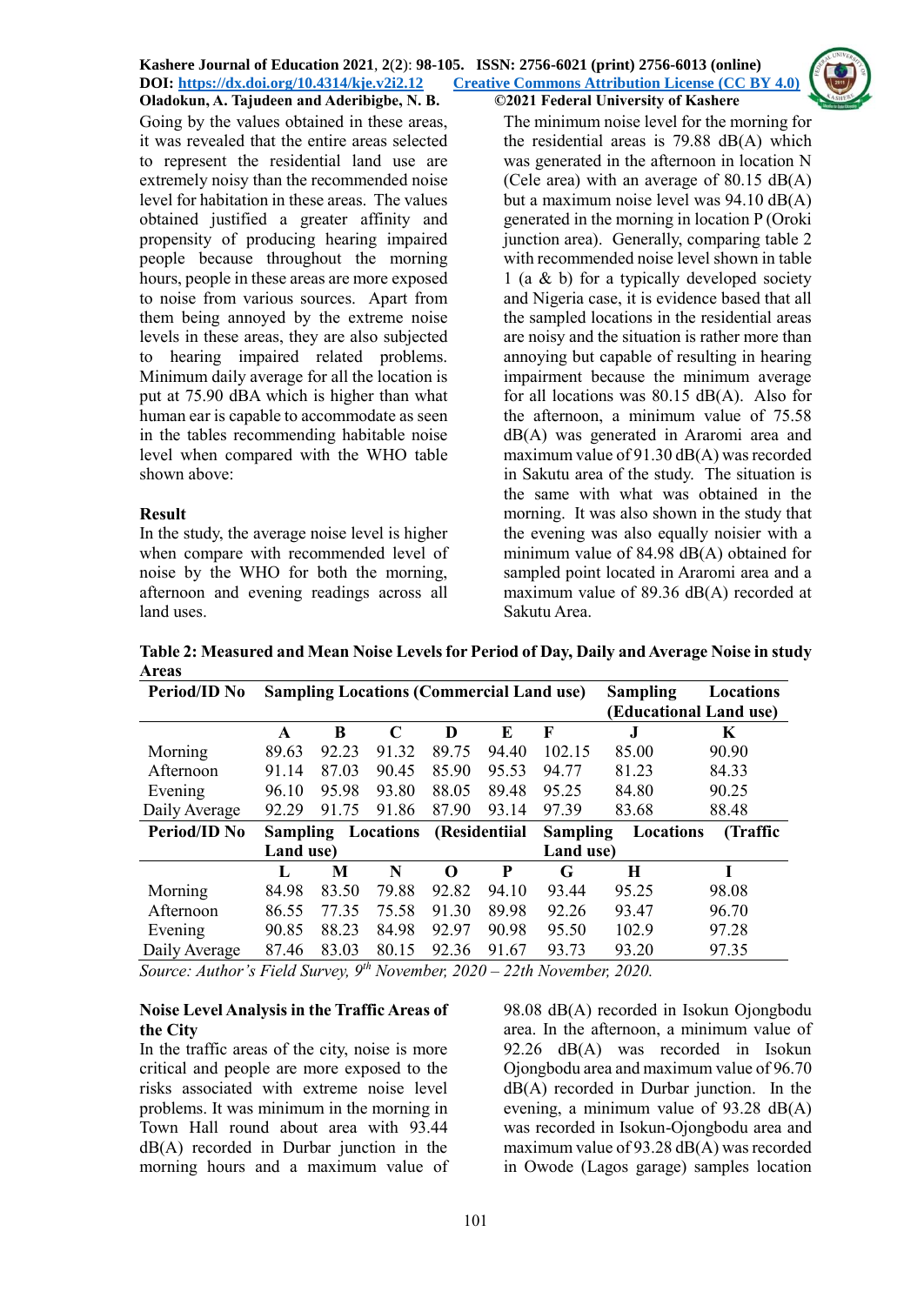Going by the values obtained in these areas, it was revealed that the entire areas selected to represent the residential land use are extremely noisy than the recommended noise level for habitation in these areas. The values obtained justified a greater affinity and propensity of producing hearing impaired people because throughout the morning hours, people in these areas are more exposed to noise from various sources. Apart from them being annoyed by the extreme noise levels in these areas, they are also subjected to hearing impaired related problems. Minimum daily average for all the location is put at 75.90 dBA which is higher than what human ear is capable to accommodate as seen in the tables recommending habitable noise level when compared with the WHO table shown above:

## Result

In the study, the average noise level is higher when compare with recommended level of noise by the WHO for both the morning, afternoon and evening readings across all land uses.

The minimum noise level for the morning for the residential areas is 79.88 dB(A) which was generated in the afternoon in location N (Cele area) with an average of 80.15 dB(A) but a maximum noise level was 94.10 dB(A) generated in the morning in location P (Oroki junction area). Generally, comparing table 2 with recommended noise level shown in table 1 (a & b) for a typically developed society and Nigeria case, it is evidence based that all the sampled locations in the residential areas are noisy and the situation is rather more than annoying but capable of resulting in hearing impairment because the minimum average for all locations was 80.15 dB(A). Also for the afternoon, a minimum value of 75.58 dB(A) was generated in Araromi area and maximum value of 91.30 dB(A) was recorded in Sakutu area of the study. The situation is the same with what was obtained in the morning. It was also shown in the study that the evening was also equally noisier with a minimum value of 84.98 dB(A) obtained for sampled point located in Araromi area and a maximum value of 89.36 dB(A) recorded at Sakutu Area.

**Table 2: Measured and Mean Noise Levels for Period of Day, Daily and Average Noise in study Areas**

| Period/ID No | Sampling Locations (Commercial Land use) | | | | | | Sampling Locations (Educational Land use) | |
|---|---|---|---|---|---|---|---|---|
| | A | B | C | D | E | F | J | K |
| Morning | 89.63 | 92.23 | 91.32 | 89.75 | 94.40 | 102.15 | 85.00 | 90.90 |
| Afternoon | 91.14 | 87.03 | 90.45 | 85.90 | 95.53 | 94.77 | 81.23 | 84.33 |
| Evening | 96.10 | 95.98 | 93.80 | 88.05 | 89.48 | 95.25 | 84.80 | 90.25 |
| Daily Average | 92.29 | 91.75 | 91.86 | 87.90 | 93.14 | 97.39 | 83.68 | 88.48 |
| **Period/ID No** | **Sampling Locations (Residentiial Land use)** | | | | | **Sampling Locations (Traffic Land use)** | | |
| | L | M | N | O | P | G | H | I |
| Morning | 84.98 | 83.50 | 79.88 | 92.82 | 94.10 | 93.44 | 95.25 | 98.08 |
| Afternoon | 86.55 | 77.35 | 75.58 | 91.30 | 89.98 | 92.26 | 93.47 | 96.70 |
| Evening | 90.85 | 88.23 | 84.98 | 92.97 | 90.98 | 95.50 | 102.9 | 97.28 |
| Daily Average | 87.46 | 83.03 | 80.15 | 92.36 | 91.67 | 93.73 | 93.20 | 97.35 |

*Source: Author's Field Survey, 9th November, 2020 – 22th November, 2020.*

## Noise Level Analysis in the Traffic Areas of the City

In the traffic areas of the city, noise is more critical and people are more exposed to the risks associated with extreme noise level problems. It was minimum in the morning in Town Hall round about area with 93.44 dB(A) recorded in Durbar junction in the morning hours and a maximum value of 98.08 dB(A) recorded in Isokun Ojongbodu area. In the afternoon, a minimum value of 92.26 dB(A) was recorded in Isokun Ojongbodu area and maximum value of 96.70 dB(A) recorded in Durbar junction. In the evening, a minimum value of 93.28 dB(A) was recorded in Isokun-Ojongbodu area and maximum value of 93.28 dB(A) was recorded in Owode (Lagos garage) samples location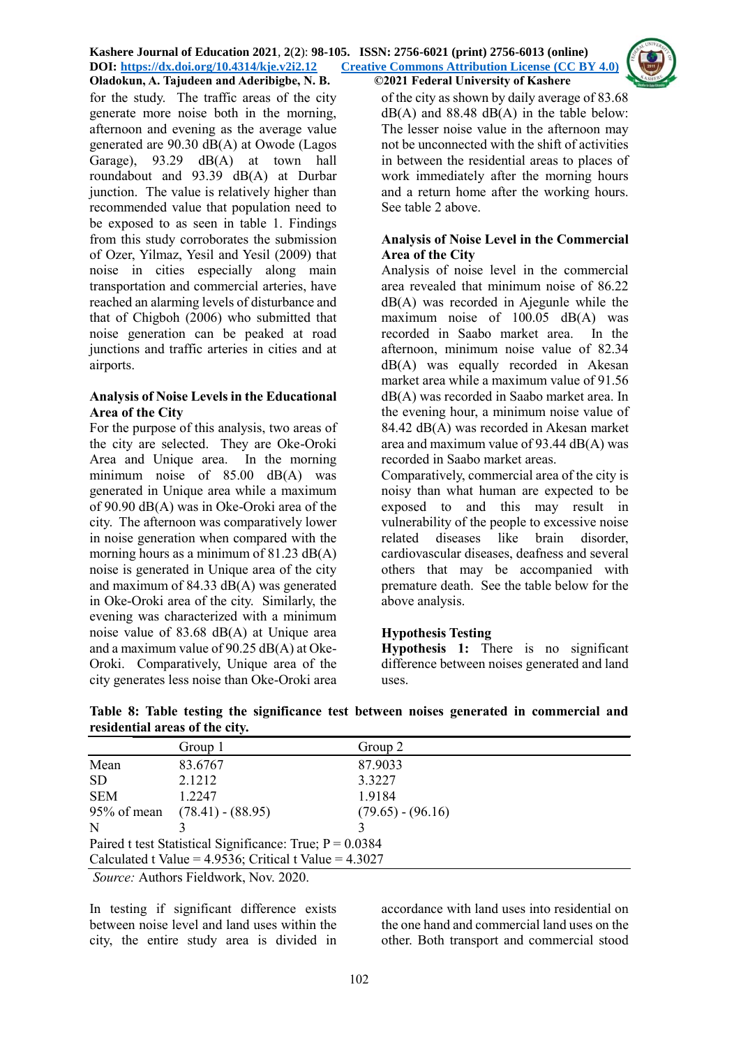for the study. The traffic areas of the city generate more noise both in the morning, afternoon and evening as the average value generated are 90.30 dB(A) at Owode (Lagos Garage), 93.29 dB(A) at town hall roundabout and 93.39 dB(A) at Durbar junction. The value is relatively higher than recommended value that population need to be exposed to as seen in table 1. Findings from this study corroborates the submission of Ozer, Yilmaz, Yesil and Yesil (2009) that noise in cities especially along main transportation and commercial arteries, have reached an alarming levels of disturbance and that of Chigboh (2006) who submitted that noise generation can be peaked at road junctions and traffic arteries in cities and at airports.

**Analysis of Noise Levels in the Educational Area of the City**

For the purpose of this analysis, two areas of the city are selected. They are Oke-Oroki Area and Unique area. In the morning minimum noise of 85.00 dB(A) was generated in Unique area while a maximum of 90.90 dB(A) was in Oke-Oroki area of the city. The afternoon was comparatively lower in noise generation when compared with the morning hours as a minimum of 81.23 dB(A) noise is generated in Unique area of the city and maximum of 84.33 dB(A) was generated in Oke-Oroki area of the city. Similarly, the evening was characterized with a minimum noise value of 83.68 dB(A) at Unique area and a maximum value of 90.25 dB(A) at Oke-Oroki. Comparatively, Unique area of the city generates less noise than Oke-Oroki area of the city as shown by daily average of 83.68 dB(A) and 88.48 dB(A) in the table below: The lesser noise value in the afternoon may not be unconnected with the shift of activities in between the residential areas to places of work immediately after the morning hours and a return home after the working hours. See table 2 above.

**Analysis of Noise Level in the Commercial Area of the City**

Analysis of noise level in the commercial area revealed that minimum noise of 86.22 dB(A) was recorded in Ajegunle while the maximum noise of 100.05 dB(A) was recorded in Saabo market area. In the afternoon, minimum noise value of 82.34 dB(A) was equally recorded in Akesan market area while a maximum value of 91.56 dB(A) was recorded in Saabo market area. In the evening hour, a minimum noise value of 84.42 dB(A) was recorded in Akesan market area and maximum value of 93.44 dB(A) was recorded in Saabo market areas.

Comparatively, commercial area of the city is noisy than what human are expected to be exposed to and this may result in vulnerability of the people to excessive noise related diseases like brain disorder, cardiovascular diseases, deafness and several others that may be accompanied with premature death. See the table below for the above analysis.

**Hypothesis Testing**

**Hypothesis 1:** There is no significant difference between noises generated and land uses.

**Table 8: Table testing the significance test between noises generated in commercial and residential areas of the city.**

| | Group 1 | Group 2 |
|---|---|---|
| Mean | 83.6767 | 87.9033 |
| SD | 2.1212 | 3.3227 |
| SEM | 1.2247 | 1.9184 |
| 95% of mean | (78.41) - (88.95) | (79.65) - (96.16) |
| N | 3 | 3 |
| Paired t test Statistical Significance: True; P = 0.0384 | | |
| Calculated t Value = 4.9536; Critical t Value = 4.3027 | | |

*Source:* Authors Fieldwork, Nov. 2020.

In testing if significant difference exists between noise level and land uses within the city, the entire study area is divided in accordance with land uses into residential on the one hand and commercial land uses on the other. Both transport and commercial stood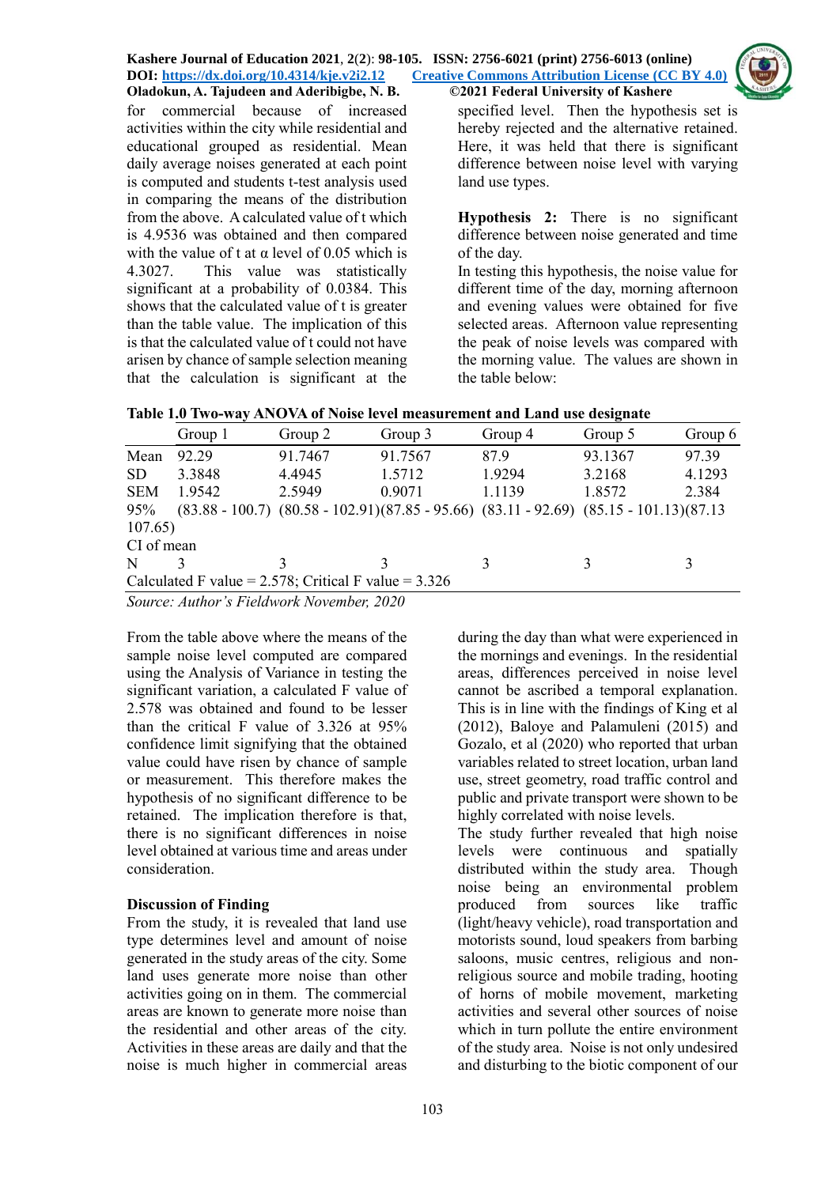for commercial because of increased activities within the city while residential and educational grouped as residential. Mean daily average noises generated at each point is computed and students t-test analysis used in comparing the means of the distribution from the above. A calculated value of t which is 4.9536 was obtained and then compared with the value of t at α level of 0.05 which is 4.3027. This value was statistically significant at a probability of 0.0384. This shows that the calculated value of t is greater than the table value. The implication of this is that the calculated value of t could not have arisen by chance of sample selection meaning that the calculation is significant at the specified level. Then the hypothesis set is hereby rejected and the alternative retained. Here, it was held that there is significant difference between noise level with varying land use types.

**Hypothesis 2:** There is no significant difference between noise generated and time of the day.

In testing this hypothesis, the noise value for different time of the day, morning afternoon and evening values were obtained for five selected areas. Afternoon value representing the peak of noise levels was compared with the morning value. The values are shown in the table below:

**Table 1.0 Two-way ANOVA of Noise level measurement and Land use designate**

| | Group 1 | Group 2 | Group 3 | Group 4 | Group 5 | Group 6 |
|---|---|---|---|---|---|---|
| Mean | 92.29 | 91.7467 | 91.7567 | 87.9 | 93.1367 | 97.39 |
| SD | 3.3848 | 4.4945 | 1.5712 | 1.9294 | 3.2168 | 4.1293 |
| SEM | 1.9542 | 2.5949 | 0.9071 | 1.1139 | 1.8572 | 2.384 |
| 95% CI of mean | (83.88 - 100.7) | (80.58 - 102.91) | (87.85 - 95.66) | (83.11 - 92.69) | (85.15 - 101.13) | (87.13 107.65) |
| N | 3 | 3 | 3 | 3 | 3 | 3 |
| Calculated F value = 2.578; Critical F value = 3.326 | | | | | | |

*Source: Author's Fieldwork November, 2020*

From the table above where the means of the sample noise level computed are compared using the Analysis of Variance in testing the significant variation, a calculated F value of 2.578 was obtained and found to be lesser than the critical F value of 3.326 at 95% confidence limit signifying that the obtained value could have risen by chance of sample or measurement. This therefore makes the hypothesis of no significant difference to be retained. The implication therefore is that, there is no significant differences in noise level obtained at various time and areas under consideration.

## Discussion of Finding

From the study, it is revealed that land use type determines level and amount of noise generated in the study areas of the city. Some land uses generate more noise than other activities going on in them. The commercial areas are known to generate more noise than the residential and other areas of the city. Activities in these areas are daily and that the noise is much higher in commercial areas during the day than what were experienced in the mornings and evenings. In the residential areas, differences perceived in noise level cannot be ascribed a temporal explanation. This is in line with the findings of King et al (2012), Baloye and Palamuleni (2015) and Gozalo, et al (2020) who reported that urban variables related to street location, urban land use, street geometry, road traffic control and public and private transport were shown to be highly correlated with noise levels.

The study further revealed that high noise levels were continuous and spatially distributed within the study area. Though noise being an environmental problem produced from sources like traffic (light/heavy vehicle), road transportation and motorists sound, loud speakers from barbing saloons, music centres, religious and non-religious source and mobile trading, hooting of horns of mobile movement, marketing activities and several other sources of noise which in turn pollute the entire environment of the study area. Noise is not only undesired and disturbing to the biotic component of our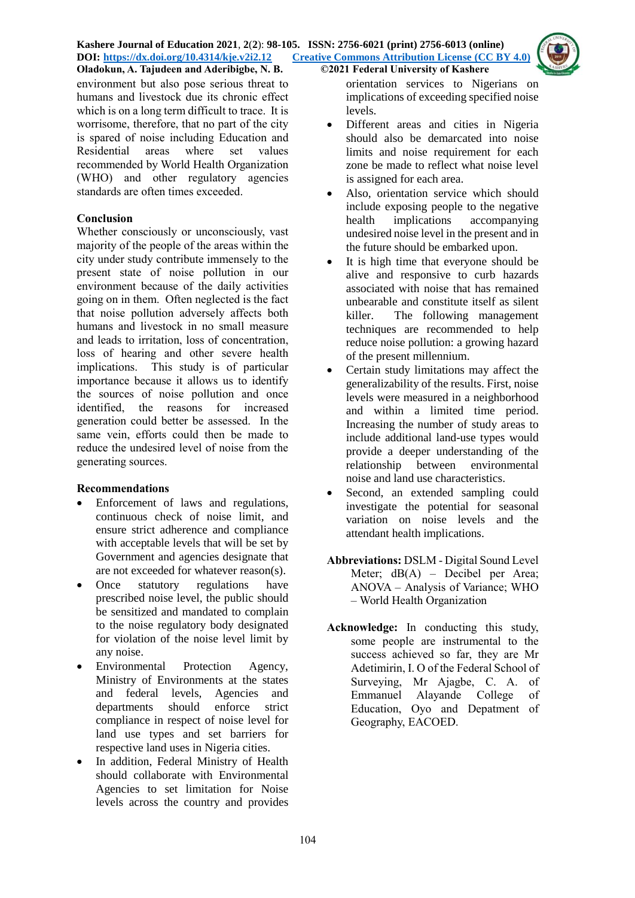environment but also pose serious threat to humans and livestock due its chronic effect which is on a long term difficult to trace. It is worrisome, therefore, that no part of the city is spared of noise including Education and Residential areas where set values recommended by World Health Organization (WHO) and other regulatory agencies standards are often times exceeded.

## Conclusion

Whether consciously or unconsciously, vast majority of the people of the areas within the city under study contribute immensely to the present state of noise pollution in our environment because of the daily activities going on in them. Often neglected is the fact that noise pollution adversely affects both humans and livestock in no small measure and leads to irritation, loss of concentration, loss of hearing and other severe health implications. This study is of particular importance because it allows us to identify the sources of noise pollution and once identified, the reasons for increased generation could better be assessed. In the same vein, efforts could then be made to reduce the undesired level of noise from the generating sources.

## Recommendations

- Enforcement of laws and regulations, continuous check of noise limit, and ensure strict adherence and compliance with acceptable levels that will be set by Government and agencies designate that are not exceeded for whatever reason(s).
- Once statutory regulations have prescribed noise level, the public should be sensitized and mandated to complain to the noise regulatory body designated for violation of the noise level limit by any noise.
- Environmental Protection Agency, Ministry of Environments at the states and federal levels, Agencies and departments should enforce strict compliance in respect of noise level for land use types and set barriers for respective land uses in Nigeria cities.
- In addition, Federal Ministry of Health should collaborate with Environmental Agencies to set limitation for Noise levels across the country and provides orientation services to Nigerians on implications of exceeding specified noise levels.
- Different areas and cities in Nigeria should also be demarcated into noise limits and noise requirement for each zone be made to reflect what noise level is assigned for each area.
- Also, orientation service which should include exposing people to the negative health implications accompanying undesired noise level in the present and in the future should be embarked upon.
- It is high time that everyone should be alive and responsive to curb hazards associated with noise that has remained unbearable and constitute itself as silent killer. The following management techniques are recommended to help reduce noise pollution: a growing hazard of the present millennium.
- Certain study limitations may affect the generalizability of the results. First, noise levels were measured in a neighborhood and within a limited time period. Increasing the number of study areas to include additional land-use types would provide a deeper understanding of the relationship between environmental noise and land use characteristics.
- Second, an extended sampling could investigate the potential for seasonal variation on noise levels and the attendant health implications.

**Abbreviations:** DSLM - Digital Sound Level Meter; dB(A) – Decibel per Area; ANOVA – Analysis of Variance; WHO – World Health Organization

**Acknowledge:** In conducting this study, some people are instrumental to the success achieved so far, they are Mr Adetimirin, I. O of the Federal School of Surveying, Mr Ajagbe, C. A. of Emmanuel Alayande College of Education, Oyo and Depatment of Geography, EACOED.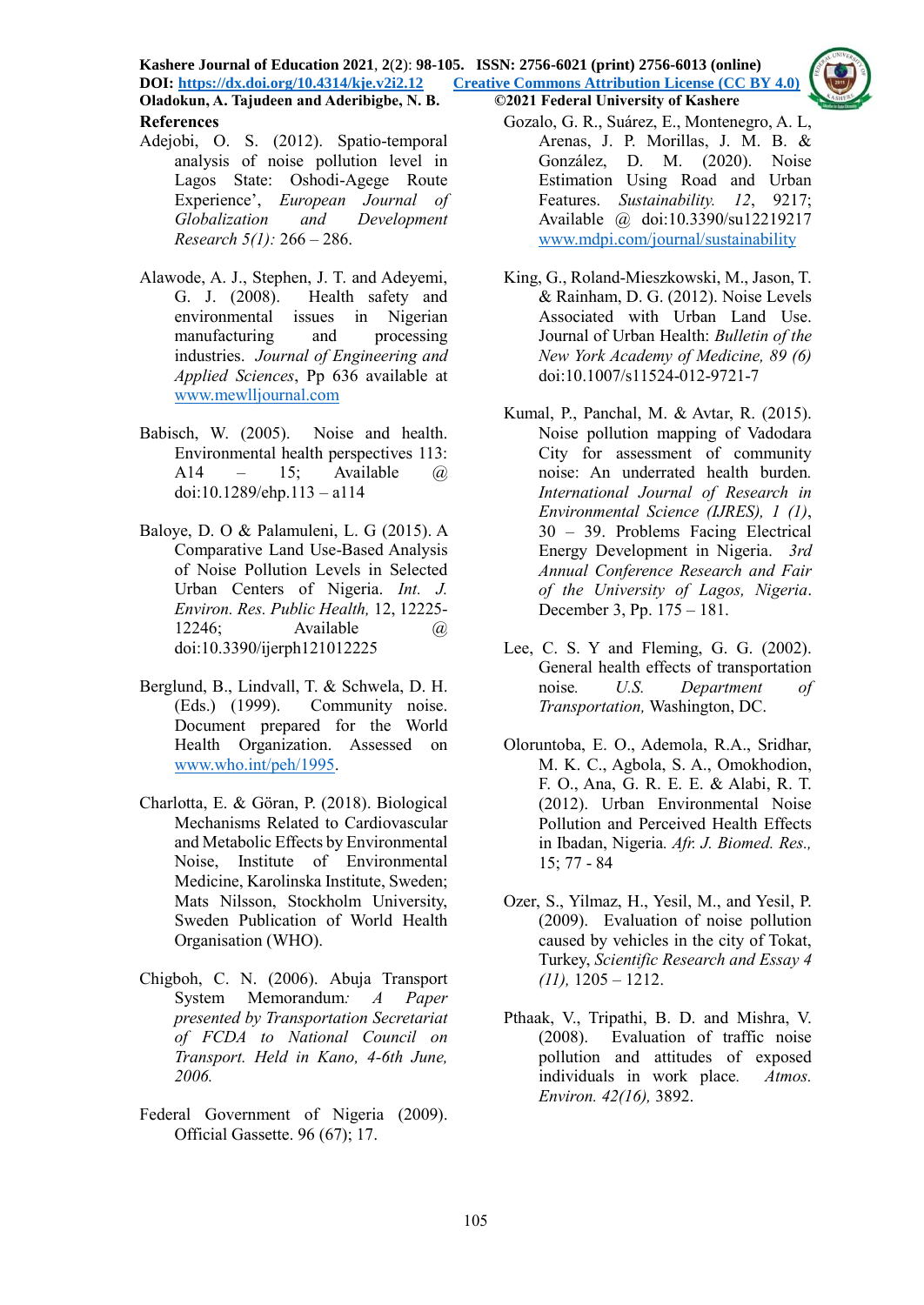## References

Adejobi, O. S. (2012). Spatio-temporal analysis of noise pollution level in Lagos State: Oshodi-Agege Route Experience', *European Journal of Globalization and Development Research 5(1):* 266 – 286.

Alawode, A. J., Stephen, J. T. and Adeyemi, G. J. (2008). Health safety and environmental issues in Nigerian manufacturing and processing industries. *Journal of Engineering and Applied Sciences*, Pp 636 available at www.mewlljournal.com

Babisch, W. (2005). Noise and health. Environmental health perspectives 113: A14 – 15; Available @ doi:10.1289/ehp.113 – a114

Baloye, D. O & Palamuleni, L. G (2015). A Comparative Land Use-Based Analysis of Noise Pollution Levels in Selected Urban Centers of Nigeria. *Int. J. Environ. Res. Public Health,* 12, 12225-12246; Available @ doi:10.3390/ijerph121012225

Berglund, B., Lindvall, T. & Schwela, D. H. (Eds.) (1999). Community noise. Document prepared for the World Health Organization. Assessed on www.who.int/peh/1995.

Charlotta, E. & Göran, P. (2018). Biological Mechanisms Related to Cardiovascular and Metabolic Effects by Environmental Noise, Institute of Environmental Medicine, Karolinska Institute, Sweden; Mats Nilsson, Stockholm University, Sweden Publication of World Health Organisation (WHO).

Chigboh, C. N. (2006). Abuja Transport System Memorandum*: A Paper presented by Transportation Secretariat of FCDA to National Council on Transport. Held in Kano, 4-6th June, 2006.*

Federal Government of Nigeria (2009). Official Gassette. 96 (67); 17.

Gozalo, G. R., Suárez, E., Montenegro, A. L, Arenas, J. P. Morillas, J. M. B. & González, D. M. (2020). Noise Estimation Using Road and Urban Features. *Sustainability. 12*, 9217; Available @ doi:10.3390/su12219217 www.mdpi.com/journal/sustainability

King, G., Roland-Mieszkowski, M., Jason, T. & Rainham, D. G. (2012). Noise Levels Associated with Urban Land Use. Journal of Urban Health: *Bulletin of the New York Academy of Medicine, 89 (6)* doi:10.1007/s11524-012-9721-7

Kumal, P., Panchal, M. & Avtar, R. (2015). Noise pollution mapping of Vadodara City for assessment of community noise: An underrated health burden. *International Journal of Research in Environmental Science (IJRES), 1 (1)*, 30 – 39. Problems Facing Electrical Energy Development in Nigeria. *3rd Annual Conference Research and Fair of the University of Lagos, Nigeria*. December 3, Pp. 175 – 181.

Lee, C. S. Y and Fleming, G. G. (2002). General health effects of transportation noise*. U.S. Department of Transportation,* Washington, DC.

Oloruntoba, E. O., Ademola, R.A., Sridhar, M. K. C., Agbola, S. A., Omokhodion, F. O., Ana, G. R. E. E. & Alabi, R. T. (2012). Urban Environmental Noise Pollution and Perceived Health Effects in Ibadan, Nigeria*. Afr. J. Biomed. Res.,* 15; 77 - 84

Ozer, S., Yilmaz, H., Yesil, M., and Yesil, P. (2009). Evaluation of noise pollution caused by vehicles in the city of Tokat, Turkey, *Scientific Research and Essay 4 (11),* 1205 – 1212.

Pthaak, V., Tripathi, B. D. and Mishra, V. (2008). Evaluation of traffic noise pollution and attitudes of exposed individuals in work place*. Atmos. Environ. 42(16),* 3892.